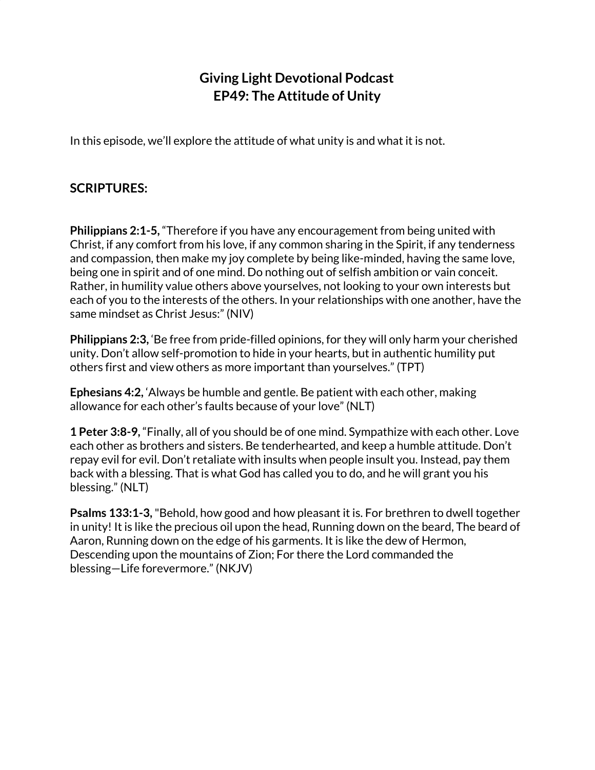# Giving Light Devotional Podcast
# EP49: The Attitude of Unity

In this episode, we'll explore the attitude of what unity is and what it is not.

## SCRIPTURES:

**Philippians 2:1-5,** "Therefore if you have any encouragement from being united with Christ, if any comfort from his love, if any common sharing in the Spirit, if any tenderness and compassion, then make my joy complete by being like-minded, having the same love, being one in spirit and of one mind. Do nothing out of selfish ambition or vain conceit. Rather, in humility value others above yourselves, not looking to your own interests but each of you to the interests of the others. In your relationships with one another, have the same mindset as Christ Jesus:" (NIV)

**Philippians 2:3,** 'Be free from pride-filled opinions, for they will only harm your cherished unity. Don't allow self-promotion to hide in your hearts, but in authentic humility put others first and view others as more important than yourselves." (TPT)

**Ephesians 4:2,** 'Always be humble and gentle. Be patient with each other, making allowance for each other's faults because of your love" (NLT)

**1 Peter 3:8-9,** "Finally, all of you should be of one mind. Sympathize with each other. Love each other as brothers and sisters. Be tenderhearted, and keep a humble attitude. Don't repay evil for evil. Don't retaliate with insults when people insult you. Instead, pay them back with a blessing. That is what God has called you to do, and he will grant you his blessing." (NLT)

**Psalms 133:1-3,** "Behold, how good and how pleasant it is. For brethren to dwell together in unity! It is like the precious oil upon the head, Running down on the beard, The beard of Aaron, Running down on the edge of his garments. It is like the dew of Hermon, Descending upon the mountains of Zion; For there the Lord commanded the blessing—Life forevermore." (NKJV)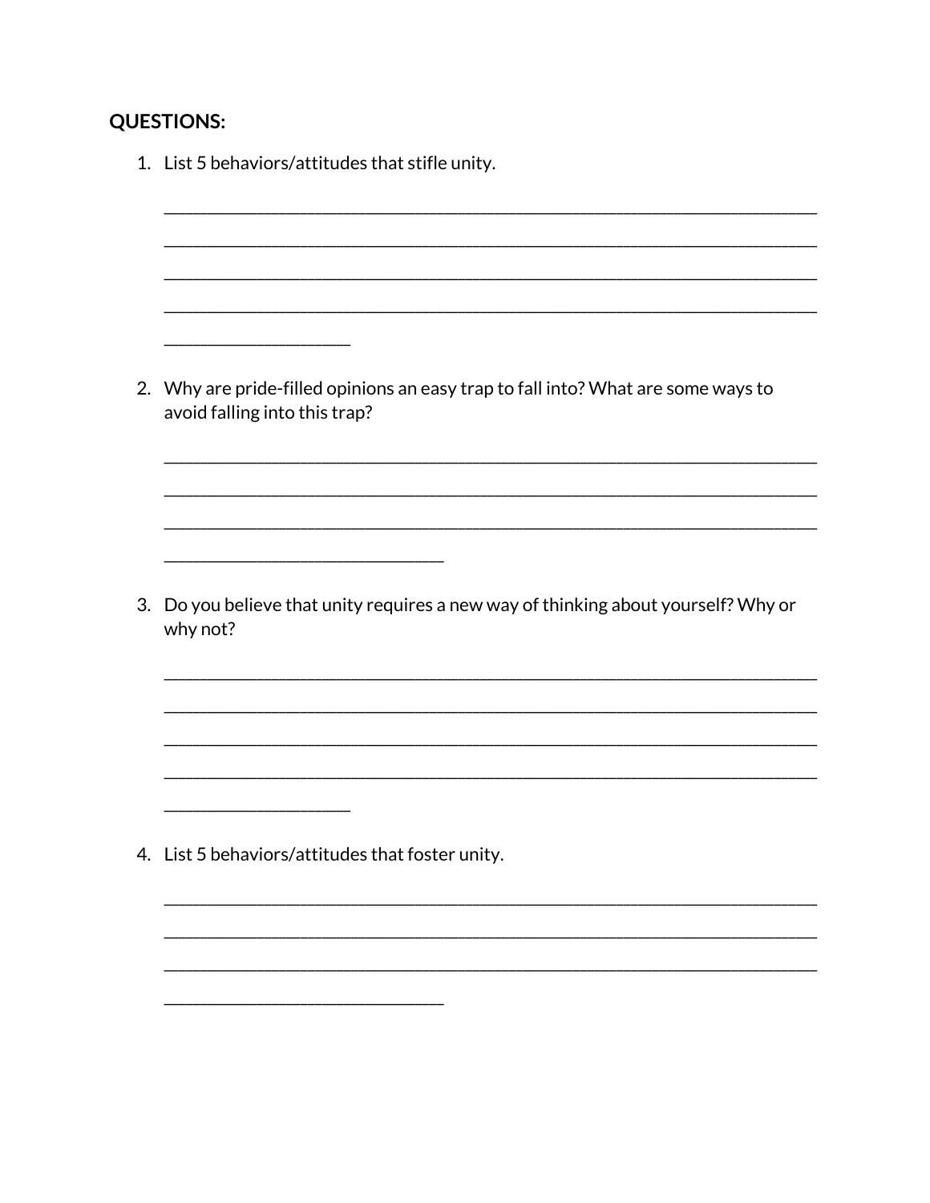**QUESTIONS:**

1. List 5 behaviors/attitudes that stifle unity.

   ______________________________________________________________________________
   ______________________________________________________________________________
   ______________________________________________________________________________
   ______________________________________________________________________________
   ____________________

2. Why are pride-filled opinions an easy trap to fall into? What are some ways to avoid falling into this trap?

   ______________________________________________________________________________
   ______________________________________________________________________________
   ______________________________________________________________________________
   ______________________________

3. Do you believe that unity requires a new way of thinking about yourself? Why or why not?

   ______________________________________________________________________________
   ______________________________________________________________________________
   ______________________________________________________________________________
   ______________________________________________________________________________
   ____________________

4. List 5 behaviors/attitudes that foster unity.

   ______________________________________________________________________________
   ______________________________________________________________________________
   ______________________________________________________________________________
   ______________________________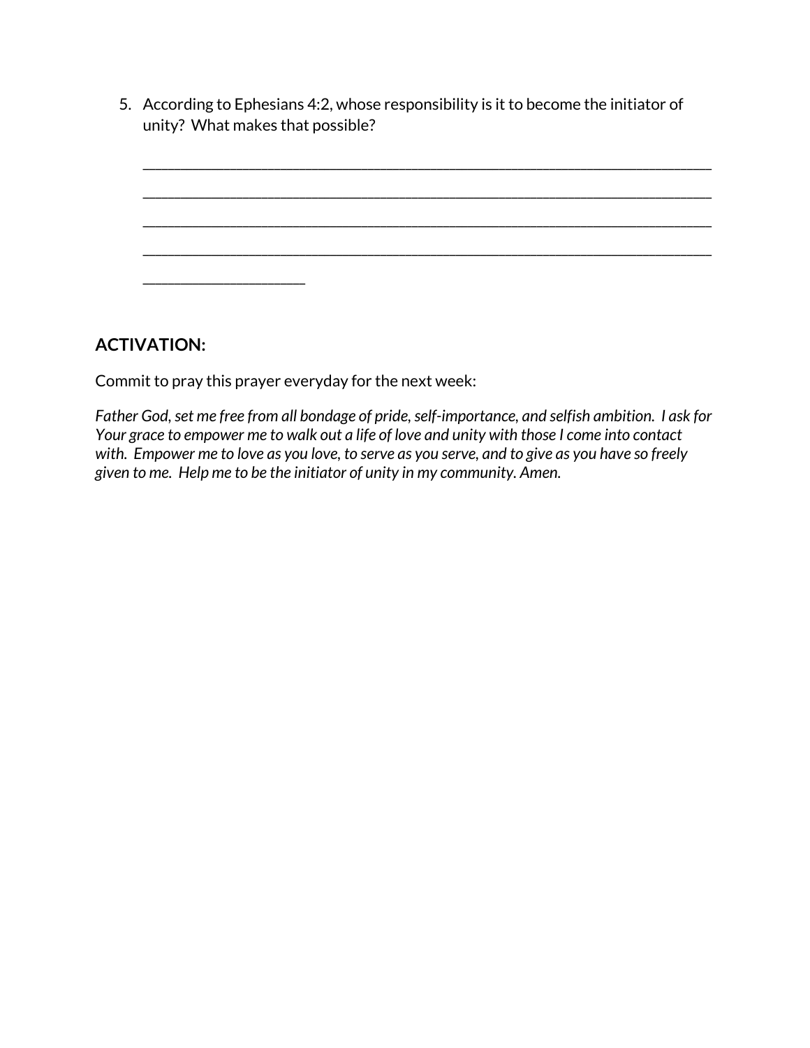5. According to Ephesians 4:2, whose responsibility is it to become the initiator of unity? What makes that possible?

   ______________________________________________________________________________

   ______________________________________________________________________________

   ______________________________________________________________________________

   ______________________________________________________________________________

   ______________________

## ACTIVATION:

Commit to pray this prayer everyday for the next week:

*Father God, set me free from all bondage of pride, self-importance, and selfish ambition. I ask for Your grace to empower me to walk out a life of love and unity with those I come into contact with. Empower me to love as you love, to serve as you serve, and to give as you have so freely given to me. Help me to be the initiator of unity in my community. Amen.*